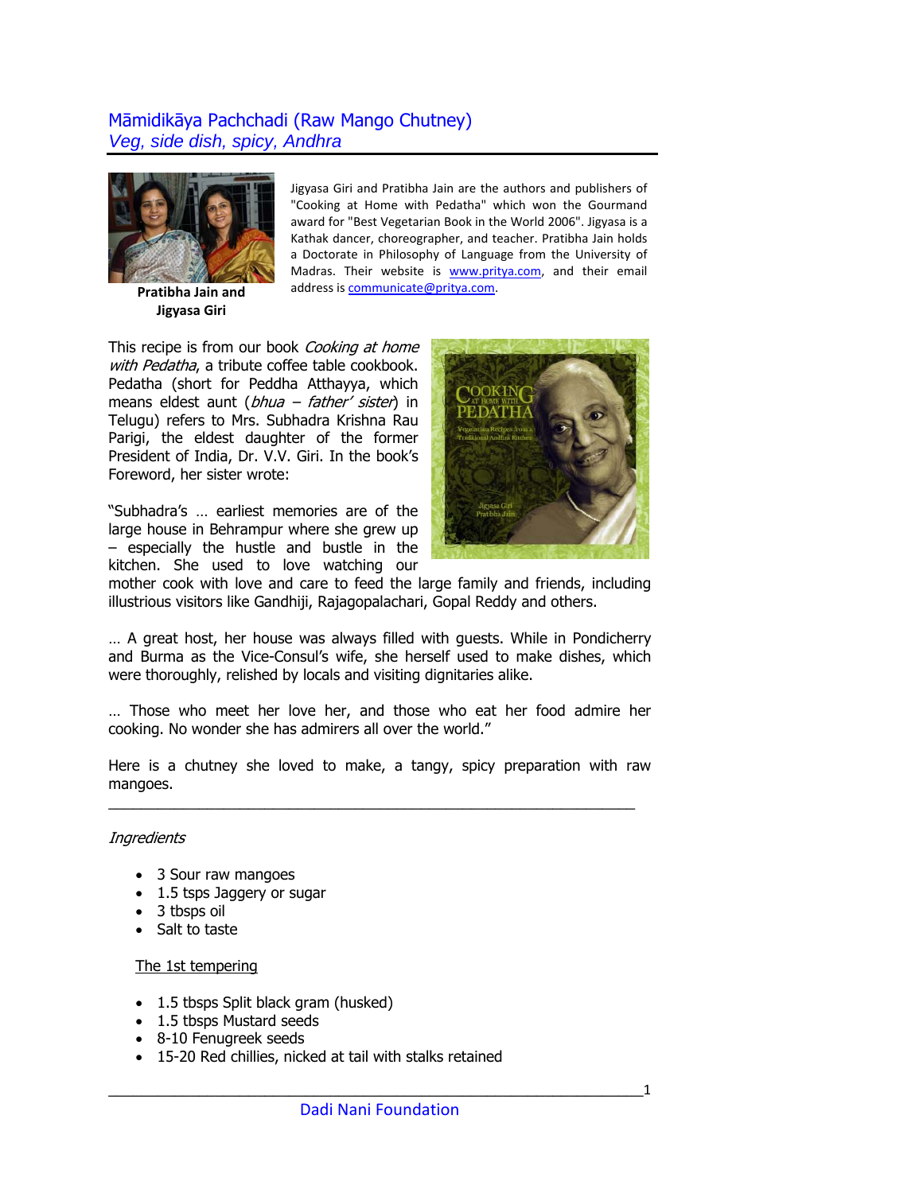# Māmidikāya Pachchadi (Raw Mango Chutney)
*Veg, side dish, spicy, Andhra*

**Pratibha Jain and Jigyasa Giri**

Jigyasa Giri and Pratibha Jain are the authors and publishers of "Cooking at Home with Pedatha" which won the Gourmand award for "Best Vegetarian Book in the World 2006". Jigyasa is a Kathak dancer, choreographer, and teacher. Pratibha Jain holds a Doctorate in Philosophy of Language from the University of Madras. Their website is www.pritya.com, and their email address is communicate@pritya.com.

This recipe is from our book *Cooking at home with Pedatha*, a tribute coffee table cookbook. Pedatha (short for Peddha Atthayya, which means eldest aunt (*bhua – father' sister*) in Telugu) refers to Mrs. Subhadra Krishna Rau Parigi, the eldest daughter of the former President of India, Dr. V.V. Giri. In the book's Foreword, her sister wrote:

"Subhadra's … earliest memories are of the large house in Behrampur where she grew up – especially the hustle and bustle in the kitchen. She used to love watching our mother cook with love and care to feed the large family and friends, including illustrious visitors like Gandhiji, Rajagopalachari, Gopal Reddy and others.

… A great host, her house was always filled with guests. While in Pondicherry and Burma as the Vice-Consul's wife, she herself used to make dishes, which were thoroughly, relished by locals and visiting dignitaries alike.

… Those who meet her love her, and those who eat her food admire her cooking. No wonder she has admirers all over the world."

Here is a chutney she loved to make, a tangy, spicy preparation with raw mangoes.

---

*Ingredients*

- 3 Sour raw mangoes
- 1.5 tsps Jaggery or sugar
- 3 tbsps oil
- Salt to taste

<u>The 1st tempering</u>

- 1.5 tbsps Split black gram (husked)
- 1.5 tbsps Mustard seeds
- 8-10 Fenugreek seeds
- 15-20 Red chillies, nicked at tail with stalks retained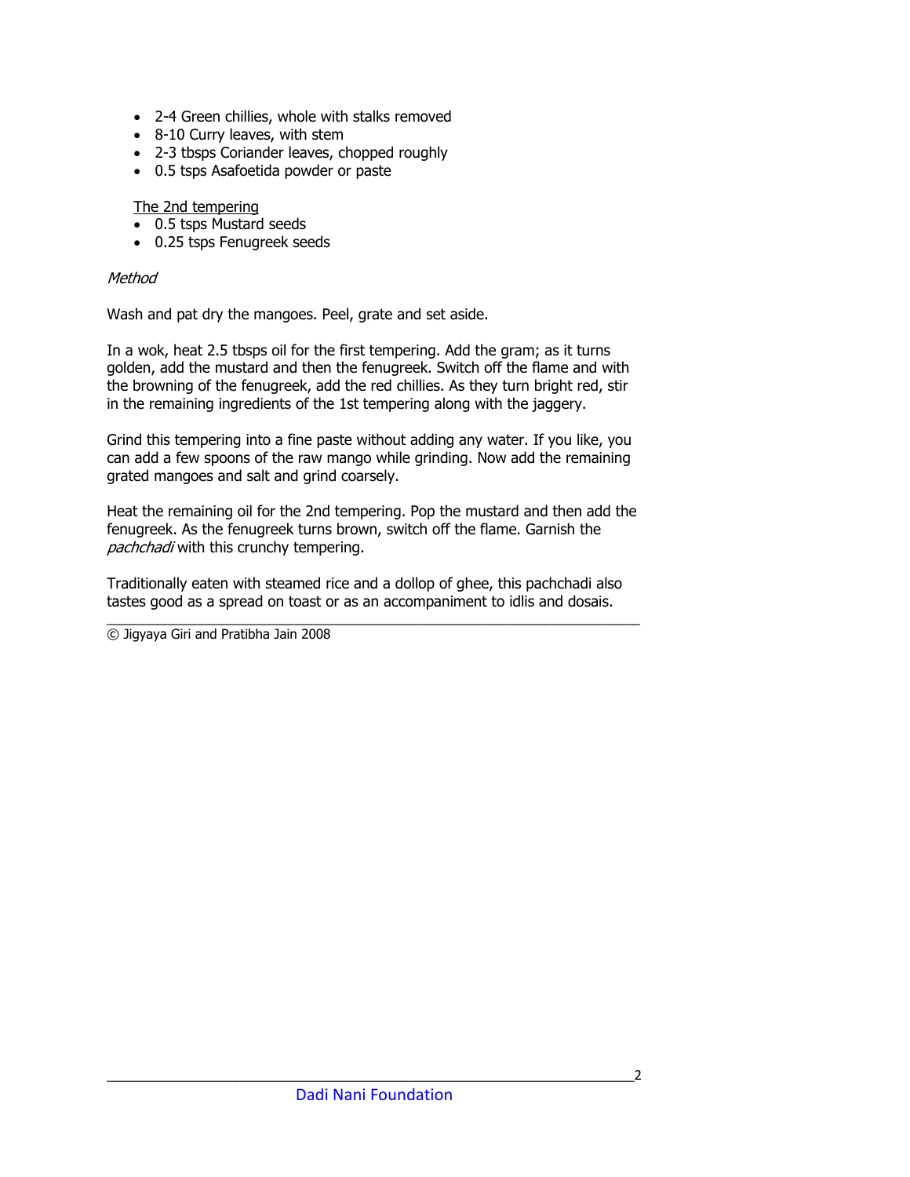- 2-4 Green chillies, whole with stalks removed
- 8-10 Curry leaves, with stem
- 2-3 tbsps Coriander leaves, chopped roughly
- 0.5 tsps Asafoetida powder or paste

The 2nd tempering

- 0.5 tsps Mustard seeds
- 0.25 tsps Fenugreek seeds

*Method*

Wash and pat dry the mangoes. Peel, grate and set aside.

In a wok, heat 2.5 tbsps oil for the first tempering. Add the gram; as it turns golden, add the mustard and then the fenugreek. Switch off the flame and with the browning of the fenugreek, add the red chillies. As they turn bright red, stir in the remaining ingredients of the 1st tempering along with the jaggery.

Grind this tempering into a fine paste without adding any water. If you like, you can add a few spoons of the raw mango while grinding. Now add the remaining grated mangoes and salt and grind coarsely.

Heat the remaining oil for the 2nd tempering. Pop the mustard and then add the fenugreek. As the fenugreek turns brown, switch off the flame. Garnish the *pachchadi* with this crunchy tempering.

Traditionally eaten with steamed rice and a dollop of ghee, this pachchadi also tastes good as a spread on toast or as an accompaniment to idlis and dosais.

---

© Jigyaya Giri and Pratibha Jain 2008